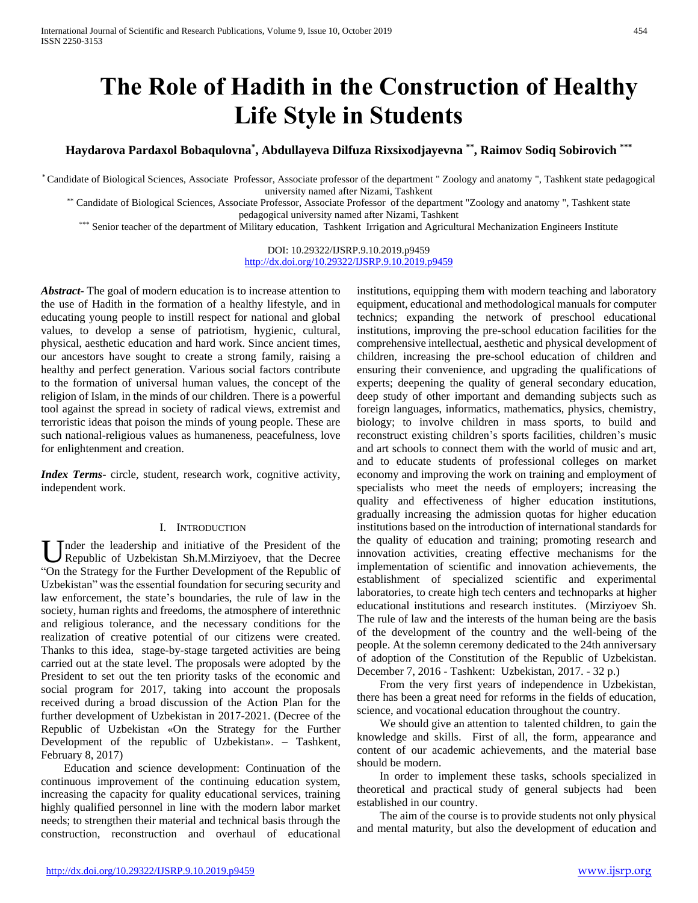# The Role of Hadith in the Construction of Healthy Life Style in Students

**Haydarova Pardaxol Bobaqulovna[*], Abdullayeva Dilfuza Rixsixodjayevna[**], Raimov Sodiq Sobirovich[***]**

[*] Candidate of Biological Sciences, Associate Professor, Associate professor of the department " Zoology and anatomy ", Tashkent state pedagogical university named after Nizami, Tashkent

[**] Candidate of Biological Sciences, Associate Professor, Associate Professor of the department "Zoology and anatomy ", Tashkent state pedagogical university named after Nizami, Tashkent

[***] Senior teacher of the department of Military education, Tashkent Irrigation and Agricultural Mechanization Engineers Institute

DOI: 10.29322/IJSRP.9.10.2019.p9459
http://dx.doi.org/10.29322/IJSRP.9.10.2019.p9459

***Abstract***- The goal of modern education is to increase attention to the use of Hadith in the formation of a healthy lifestyle, and in educating young people to instill respect for national and global values, to develop a sense of patriotism, hygienic, cultural, physical, aesthetic education and hard work. Since ancient times, our ancestors have sought to create a strong family, raising a healthy and perfect generation. Various social factors contribute to the formation of universal human values, the concept of the religion of Islam, in the minds of our children. There is a powerful tool against the spread in society of radical views, extremist and terroristic ideas that poison the minds of young people. These are such national-religious values as humaneness, peacefulness, love for enlightenment and creation.

***Index Terms***- circle, student, research work, cognitive activity, independent work.

## I. Introduction

Under the leadership and initiative of the President of the Republic of Uzbekistan Sh.M.Mirziyoev, that the Decree "On the Strategy for the Further Development of the Republic of Uzbekistan" was the essential foundation for securing security and law enforcement, the state's boundaries, the rule of law in the society, human rights and freedoms, the atmosphere of interethnic and religious tolerance, and the necessary conditions for the realization of creative potential of our citizens were created. Thanks to this idea, stage-by-stage targeted activities are being carried out at the state level. The proposals were adopted by the President to set out the ten priority tasks of the economic and social program for 2017, taking into account the proposals received during a broad discussion of the Action Plan for the further development of Uzbekistan in 2017-2021. (Decree of the Republic of Uzbekistan «On the Strategy for the Further Development of the republic of Uzbekistan». – Tashkent, February 8, 2017)

Education and science development: Continuation of the continuous improvement of the continuing education system, increasing the capacity for quality educational services, training highly qualified personnel in line with the modern labor market needs; to strengthen their material and technical basis through the construction, reconstruction and overhaul of educational institutions, equipping them with modern teaching and laboratory equipment, educational and methodological manuals for computer technics; expanding the network of preschool educational institutions, improving the pre-school education facilities for the comprehensive intellectual, aesthetic and physical development of children, increasing the pre-school education of children and ensuring their convenience, and upgrading the qualifications of experts; deepening the quality of general secondary education, deep study of other important and demanding subjects such as foreign languages, informatics, mathematics, physics, chemistry, biology; to involve children in mass sports, to build and reconstruct existing children's sports facilities, children's music and art schools to connect them with the world of music and art, and to educate students of professional colleges on market economy and improving the work on training and employment of specialists who meet the needs of employers; increasing the quality and effectiveness of higher education institutions, gradually increasing the admission quotas for higher education institutions based on the introduction of international standards for the quality of education and training; promoting research and innovation activities, creating effective mechanisms for the implementation of scientific and innovation achievements, the establishment of specialized scientific and experimental laboratories, to create high tech centers and technoparks at higher educational institutions and research institutes. (Mirziyoev Sh. The rule of law and the interests of the human being are the basis of the development of the country and the well-being of the people. At the solemn ceremony dedicated to the 24th anniversary of adoption of the Constitution of the Republic of Uzbekistan. December 7, 2016 - Tashkent: Uzbekistan, 2017. - 32 p.)

From the very first years of independence in Uzbekistan, there has been a great need for reforms in the fields of education, science, and vocational education throughout the country.

We should give an attention to talented children, to gain the knowledge and skills. First of all, the form, appearance and content of our academic achievements, and the material base should be modern.

In order to implement these tasks, schools specialized in theoretical and practical study of general subjects had been established in our country.

The aim of the course is to provide students not only physical and mental maturity, but also the development of education and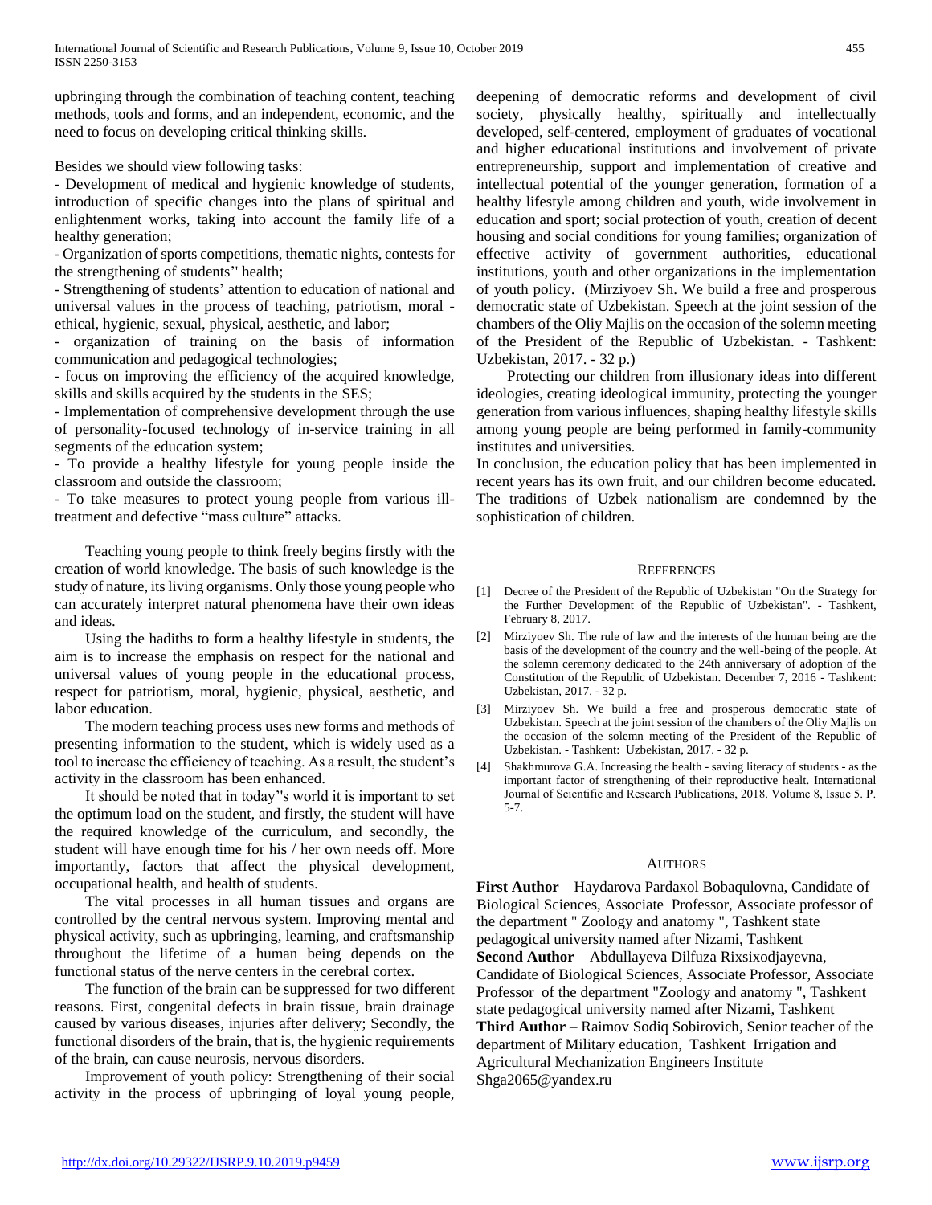upbringing through the combination of teaching content, teaching methods, tools and forms, and an independent, economic, and the need to focus on developing critical thinking skills.

Besides we should view following tasks:

- Development of medical and hygienic knowledge of students, introduction of specific changes into the plans of spiritual and enlightenment works, taking into account the family life of a healthy generation;
- Organization of sports competitions, thematic nights, contests for the strengthening of students'' health;
- Strengthening of students' attention to education of national and universal values in the process of teaching, patriotism, moral - ethical, hygienic, sexual, physical, aesthetic, and labor;
- organization of training on the basis of information communication and pedagogical technologies;
- focus on improving the efficiency of the acquired knowledge, skills and skills acquired by the students in the SES;
- Implementation of comprehensive development through the use of personality-focused technology of in-service training in all segments of the education system;
- To provide a healthy lifestyle for young people inside the classroom and outside the classroom;
- To take measures to protect young people from various ill-treatment and defective "mass culture" attacks.

Teaching young people to think freely begins firstly with the creation of world knowledge. The basis of such knowledge is the study of nature, its living organisms. Only those young people who can accurately interpret natural phenomena have their own ideas and ideas.

Using the hadiths to form a healthy lifestyle in students, the aim is to increase the emphasis on respect for the national and universal values of young people in the educational process, respect for patriotism, moral, hygienic, physical, aesthetic, and labor education.

The modern teaching process uses new forms and methods of presenting information to the student, which is widely used as a tool to increase the efficiency of teaching. As a result, the student's activity in the classroom has been enhanced.

It should be noted that in today''s world it is important to set the optimum load on the student, and firstly, the student will have the required knowledge of the curriculum, and secondly, the student will have enough time for his / her own needs off. More importantly, factors that affect the physical development, occupational health, and health of students.

The vital processes in all human tissues and organs are controlled by the central nervous system. Improving mental and physical activity, such as upbringing, learning, and craftsmanship throughout the lifetime of a human being depends on the functional status of the nerve centers in the cerebral cortex.

The function of the brain can be suppressed for two different reasons. First, congenital defects in brain tissue, brain drainage caused by various diseases, injuries after delivery; Secondly, the functional disorders of the brain, that is, the hygienic requirements of the brain, can cause neurosis, nervous disorders.

Improvement of youth policy: Strengthening of their social activity in the process of upbringing of loyal young people, deepening of democratic reforms and development of civil society, physically healthy, spiritually and intellectually developed, self-centered, employment of graduates of vocational and higher educational institutions and involvement of private entrepreneurship, support and implementation of creative and intellectual potential of the younger generation, formation of a healthy lifestyle among children and youth, wide involvement in education and sport; social protection of youth, creation of decent housing and social conditions for young families; organization of effective activity of government authorities, educational institutions, youth and other organizations in the implementation of youth policy. (Mirziyoev Sh. We build a free and prosperous democratic state of Uzbekistan. Speech at the joint session of the chambers of the Oliy Majlis on the occasion of the solemn meeting of the President of the Republic of Uzbekistan. - Tashkent: Uzbekistan, 2017. - 32 p.)

Protecting our children from illusionary ideas into different ideologies, creating ideological immunity, protecting the younger generation from various influences, shaping healthy lifestyle skills among young people are being performed in family-community institutes and universities.

In conclusion, the education policy that has been implemented in recent years has its own fruit, and our children become educated. The traditions of Uzbek nationalism are condemned by the sophistication of children.

## References

[1] Decree of the President of the Republic of Uzbekistan "On the Strategy for the Further Development of the Republic of Uzbekistan". - Tashkent, February 8, 2017.

[2] Mirziyoev Sh. The rule of law and the interests of the human being are the basis of the development of the country and the well-being of the people. At the solemn ceremony dedicated to the 24th anniversary of adoption of the Constitution of the Republic of Uzbekistan. December 7, 2016 - Tashkent: Uzbekistan, 2017. - 32 p.

[3] Mirziyoev Sh. We build a free and prosperous democratic state of Uzbekistan. Speech at the joint session of the chambers of the Oliy Majlis on the occasion of the solemn meeting of the President of the Republic of Uzbekistan. - Tashkent: Uzbekistan, 2017. - 32 p.

[4] Shakhmurova G.A. Increasing the health - saving literacy of students - as the important factor of strengthening of their reproductive healt. International Journal of Scientific and Research Publications, 2018. Volume 8, Issue 5. P. 5-7.

## Authors

**First Author** – Haydarova Pardaxol Bobaqulovna, Candidate of Biological Sciences, Associate Professor, Associate professor of the department " Zoology and anatomy ", Tashkent state pedagogical university named after Nizami, Tashkent

**Second Author** – Abdullayeva Dilfuza Rixsixodjayevna, Candidate of Biological Sciences, Associate Professor, Associate Professor of the department "Zoology and anatomy ", Tashkent state pedagogical university named after Nizami, Tashkent

**Third Author** – Raimov Sodiq Sobirovich, Senior teacher of the department of Military education, Tashkent Irrigation and Agricultural Mechanization Engineers Institute

Shga2065@yandex.ru